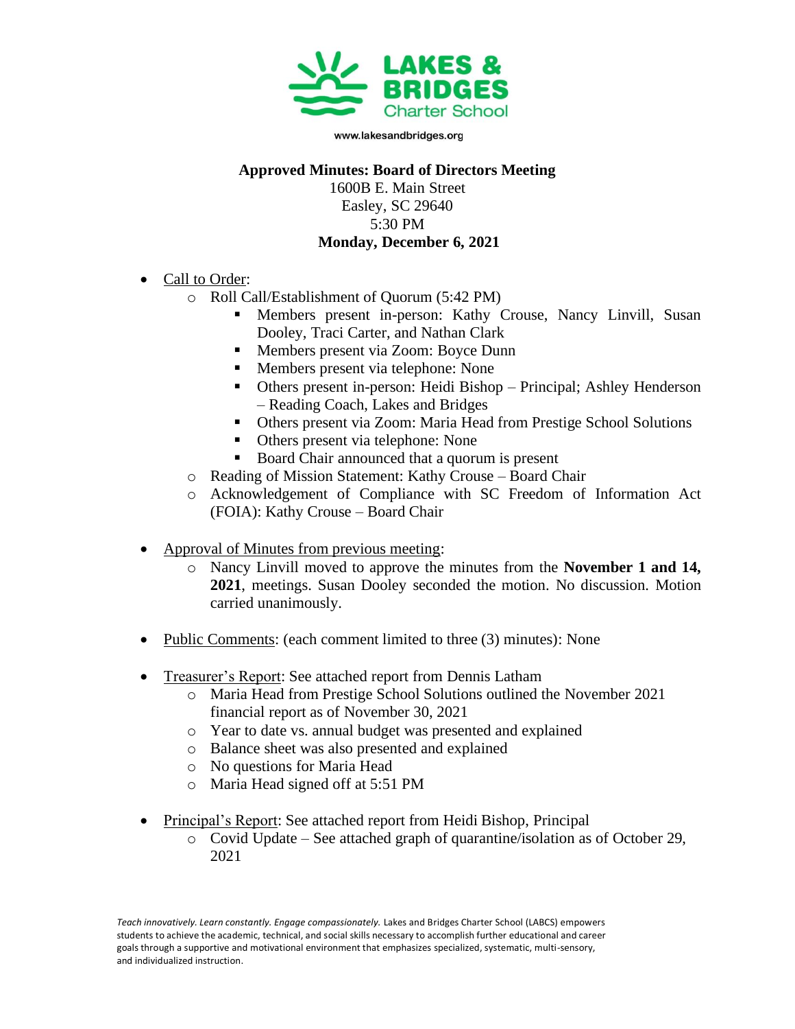**LAKES & BRIDGES**
Charter School

www.lakesandbridges.org

**Approved Minutes: Board of Directors Meeting**
1600B E. Main Street
Easley, SC 29640
5:30 PM
**Monday, December 6, 2021**

- Call to Order:
  - Roll Call/Establishment of Quorum (5:42 PM)
    - Members present in-person: Kathy Crouse, Nancy Linvill, Susan Dooley, Traci Carter, and Nathan Clark
    - Members present via Zoom: Boyce Dunn
    - Members present via telephone: None
    - Others present in-person: Heidi Bishop – Principal; Ashley Henderson – Reading Coach, Lakes and Bridges
    - Others present via Zoom: Maria Head from Prestige School Solutions
    - Others present via telephone: None
    - Board Chair announced that a quorum is present
  - Reading of Mission Statement: Kathy Crouse – Board Chair
  - Acknowledgement of Compliance with SC Freedom of Information Act (FOIA): Kathy Crouse – Board Chair

- Approval of Minutes from previous meeting:
  - Nancy Linvill moved to approve the minutes from the **November 1 and 14, 2021**, meetings. Susan Dooley seconded the motion. No discussion. Motion carried unanimously.

- Public Comments: (each comment limited to three (3) minutes): None

- Treasurer's Report: See attached report from Dennis Latham
  - Maria Head from Prestige School Solutions outlined the November 2021 financial report as of November 30, 2021
  - Year to date vs. annual budget was presented and explained
  - Balance sheet was also presented and explained
  - No questions for Maria Head
  - Maria Head signed off at 5:51 PM

- Principal's Report: See attached report from Heidi Bishop, Principal
  - Covid Update – See attached graph of quarantine/isolation as of October 29, 2021

*Teach innovatively. Learn constantly. Engage compassionately.* Lakes and Bridges Charter School (LABCS) empowers students to achieve the academic, technical, and social skills necessary to accomplish further educational and career goals through a supportive and motivational environment that emphasizes specialized, systematic, multi-sensory, and individualized instruction.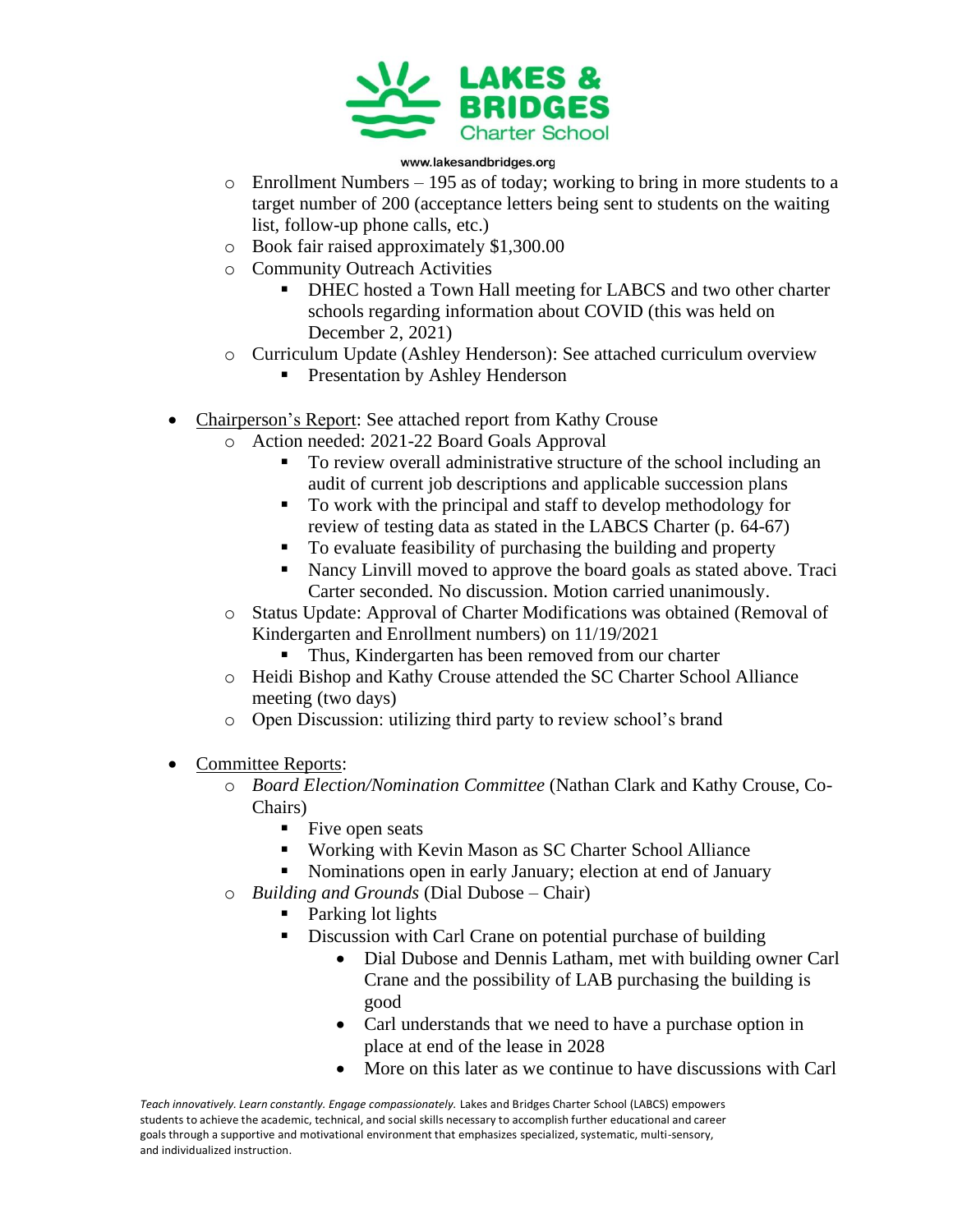- Enrollment Numbers – 195 as of today; working to bring in more students to a target number of 200 (acceptance letters being sent to students on the waiting list, follow-up phone calls, etc.)
  - Book fair raised approximately $1,300.00
  - Community Outreach Activities
    - DHEC hosted a Town Hall meeting for LABCS and two other charter schools regarding information about COVID (this was held on December 2, 2021)
  - Curriculum Update (Ashley Henderson): See attached curriculum overview
    - Presentation by Ashley Henderson

- <u>Chairperson's Report</u>: See attached report from Kathy Crouse
  - Action needed: 2021-22 Board Goals Approval
    - To review overall administrative structure of the school including an audit of current job descriptions and applicable succession plans
    - To work with the principal and staff to develop methodology for review of testing data as stated in the LABCS Charter (p. 64-67)
    - To evaluate feasibility of purchasing the building and property
    - Nancy Linvill moved to approve the board goals as stated above. Traci Carter seconded. No discussion. Motion carried unanimously.
  - Status Update: Approval of Charter Modifications was obtained (Removal of Kindergarten and Enrollment numbers) on 11/19/2021
    - Thus, Kindergarten has been removed from our charter
  - Heidi Bishop and Kathy Crouse attended the SC Charter School Alliance meeting (two days)
  - Open Discussion: utilizing third party to review school's brand

- <u>Committee Reports</u>:
  - *Board Election/Nomination Committee* (Nathan Clark and Kathy Crouse, Co-Chairs)
    - Five open seats
    - Working with Kevin Mason as SC Charter School Alliance
    - Nominations open in early January; election at end of January
  - *Building and Grounds* (Dial Dubose – Chair)
    - Parking lot lights
    - Discussion with Carl Crane on potential purchase of building
      - Dial Dubose and Dennis Latham, met with building owner Carl Crane and the possibility of LAB purchasing the building is good
      - Carl understands that we need to have a purchase option in place at end of the lease in 2028
      - More on this later as we continue to have discussions with Carl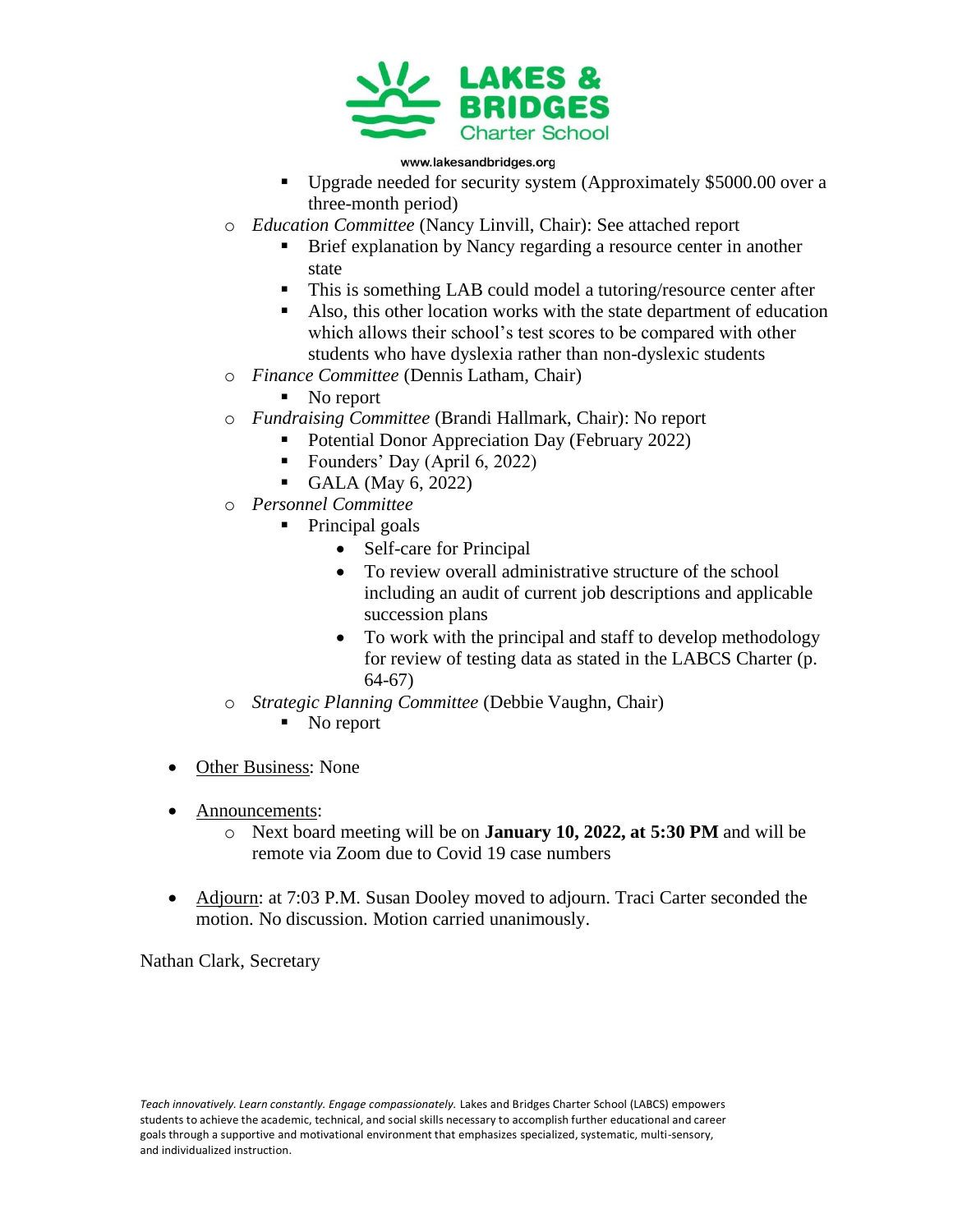- Upgrade needed for security system (Approximately $5000.00 over a three-month period)
- *Education Committee* (Nancy Linvill, Chair): See attached report
    - Brief explanation by Nancy regarding a resource center in another state
    - This is something LAB could model a tutoring/resource center after
    - Also, this other location works with the state department of education which allows their school's test scores to be compared with other students who have dyslexia rather than non-dyslexic students
- *Finance Committee* (Dennis Latham, Chair)
    - No report
- *Fundraising Committee* (Brandi Hallmark, Chair): No report
    - Potential Donor Appreciation Day (February 2022)
    - Founders' Day (April 6, 2022)
    - GALA (May 6, 2022)
- *Personnel Committee*
    - Principal goals
        - Self-care for Principal
        - To review overall administrative structure of the school including an audit of current job descriptions and applicable succession plans
        - To work with the principal and staff to develop methodology for review of testing data as stated in the LABCS Charter (p. 64-67)
- *Strategic Planning Committee* (Debbie Vaughn, Chair)
    - No report

- Other Business: None

- Announcements:
    - Next board meeting will be on **January 10, 2022, at 5:30 PM** and will be remote via Zoom due to Covid 19 case numbers

- Adjourn: at 7:03 P.M. Susan Dooley moved to adjourn. Traci Carter seconded the motion. No discussion. Motion carried unanimously.

Nathan Clark, Secretary

*Teach innovatively. Learn constantly. Engage compassionately.* Lakes and Bridges Charter School (LABCS) empowers students to achieve the academic, technical, and social skills necessary to accomplish further educational and career goals through a supportive and motivational environment that emphasizes specialized, systematic, multi-sensory, and individualized instruction.